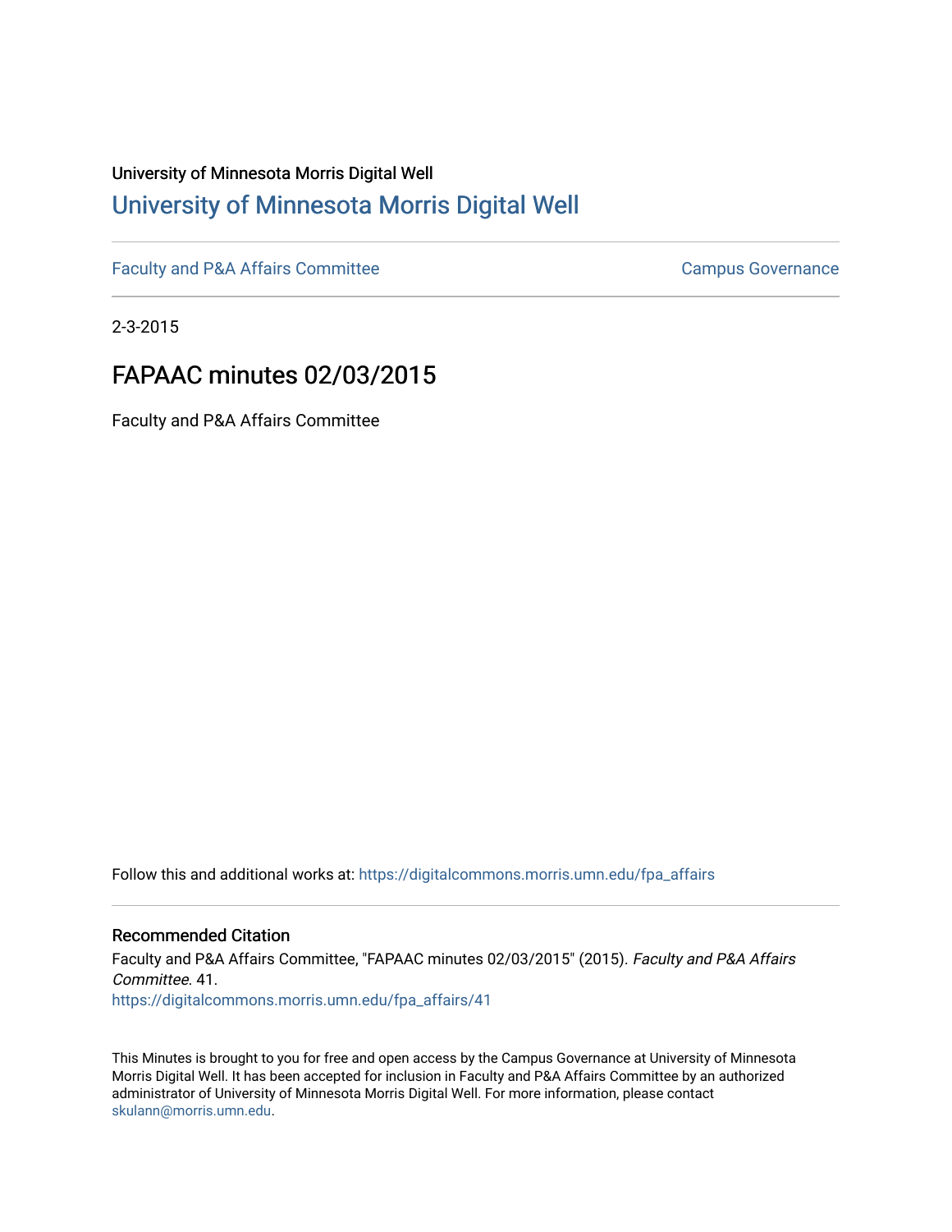University of Minnesota Morris Digital Well

# University of Minnesota Morris Digital Well

Faculty and P&A Affairs Committee | Campus Governance

2-3-2015

## FAPAAC minutes 02/03/2015

Faculty and P&A Affairs Committee

Follow this and additional works at: https://digitalcommons.morris.umn.edu/fpa_affairs

### Recommended Citation

Faculty and P&A Affairs Committee, "FAPAAC minutes 02/03/2015" (2015). *Faculty and P&A Affairs Committee*. 41.
https://digitalcommons.morris.umn.edu/fpa_affairs/41

This Minutes is brought to you for free and open access by the Campus Governance at University of Minnesota Morris Digital Well. It has been accepted for inclusion in Faculty and P&A Affairs Committee by an authorized administrator of University of Minnesota Morris Digital Well. For more information, please contact skulann@morris.umn.edu.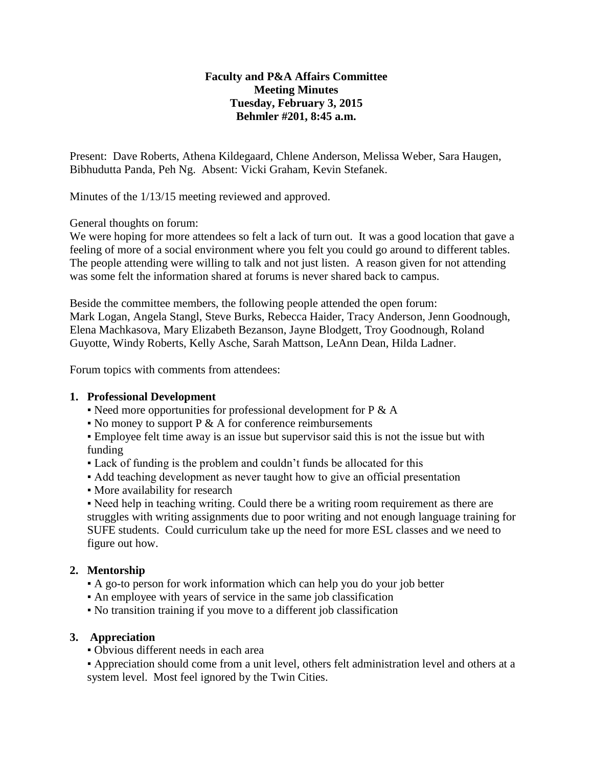**Faculty and P&A Affairs Committee**
**Meeting Minutes**
**Tuesday, February 3, 2015**
**Behmler #201, 8:45 a.m.**

Present: Dave Roberts, Athena Kildegaard, Chlene Anderson, Melissa Weber, Sara Haugen, Bibhudutta Panda, Peh Ng. Absent: Vicki Graham, Kevin Stefanek.

Minutes of the 1/13/15 meeting reviewed and approved.

General thoughts on forum:
We were hoping for more attendees so felt a lack of turn out. It was a good location that gave a feeling of more of a social environment where you felt you could go around to different tables. The people attending were willing to talk and not just listen. A reason given for not attending was some felt the information shared at forums is never shared back to campus.

Beside the committee members, the following people attended the open forum:
Mark Logan, Angela Stangl, Steve Burks, Rebecca Haider, Tracy Anderson, Jenn Goodnough, Elena Machkasova, Mary Elizabeth Bezanson, Jayne Blodgett, Troy Goodnough, Roland Guyotte, Windy Roberts, Kelly Asche, Sarah Mattson, LeAnn Dean, Hilda Ladner.

Forum topics with comments from attendees:

1. **Professional Development**
   - Need more opportunities for professional development for P & A
   - No money to support P & A for conference reimbursements
   - Employee felt time away is an issue but supervisor said this is not the issue but with funding
   - Lack of funding is the problem and couldn't funds be allocated for this
   - Add teaching development as never taught how to give an official presentation
   - More availability for research
   - Need help in teaching writing. Could there be a writing room requirement as there are struggles with writing assignments due to poor writing and not enough language training for SUFE students. Could curriculum take up the need for more ESL classes and we need to figure out how.

2. **Mentorship**
   - A go-to person for work information which can help you do your job better
   - An employee with years of service in the same job classification
   - No transition training if you move to a different job classification

3. **Appreciation**
   - Obvious different needs in each area
   - Appreciation should come from a unit level, others felt administration level and others at a system level. Most feel ignored by the Twin Cities.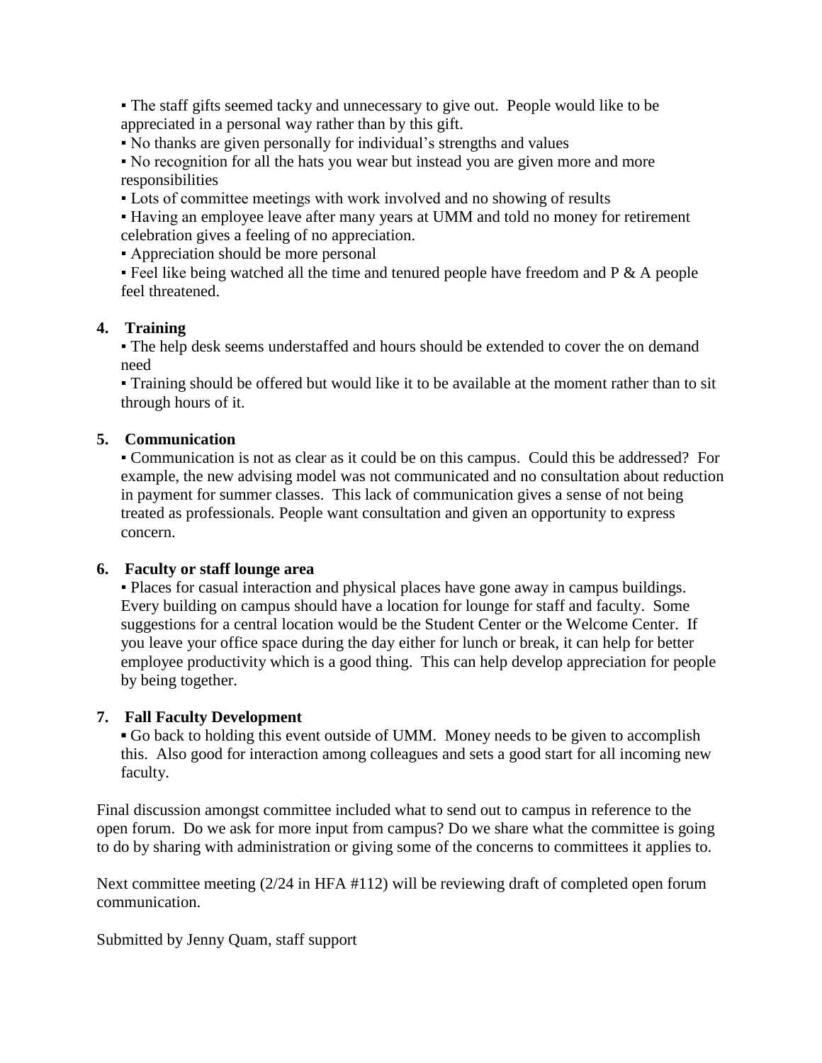- The staff gifts seemed tacky and unnecessary to give out. People would like to be appreciated in a personal way rather than by this gift.
- No thanks are given personally for individual's strengths and values
- No recognition for all the hats you wear but instead you are given more and more responsibilities
- Lots of committee meetings with work involved and no showing of results
- Having an employee leave after many years at UMM and told no money for retirement celebration gives a feeling of no appreciation.
- Appreciation should be more personal
- Feel like being watched all the time and tenured people have freedom and P & A people feel threatened.

**4. Training**

- The help desk seems understaffed and hours should be extended to cover the on demand need
- Training should be offered but would like it to be available at the moment rather than to sit through hours of it.

**5. Communication**

- Communication is not as clear as it could be on this campus. Could this be addressed? For example, the new advising model was not communicated and no consultation about reduction in payment for summer classes. This lack of communication gives a sense of not being treated as professionals. People want consultation and given an opportunity to express concern.

**6. Faculty or staff lounge area**

- Places for casual interaction and physical places have gone away in campus buildings. Every building on campus should have a location for lounge for staff and faculty. Some suggestions for a central location would be the Student Center or the Welcome Center. If you leave your office space during the day either for lunch or break, it can help for better employee productivity which is a good thing. This can help develop appreciation for people by being together.

**7. Fall Faculty Development**

- Go back to holding this event outside of UMM. Money needs to be given to accomplish this. Also good for interaction among colleagues and sets a good start for all incoming new faculty.

Final discussion amongst committee included what to send out to campus in reference to the open forum. Do we ask for more input from campus? Do we share what the committee is going to do by sharing with administration or giving some of the concerns to committees it applies to.

Next committee meeting (2/24 in HFA #112) will be reviewing draft of completed open forum communication.

Submitted by Jenny Quam, staff support